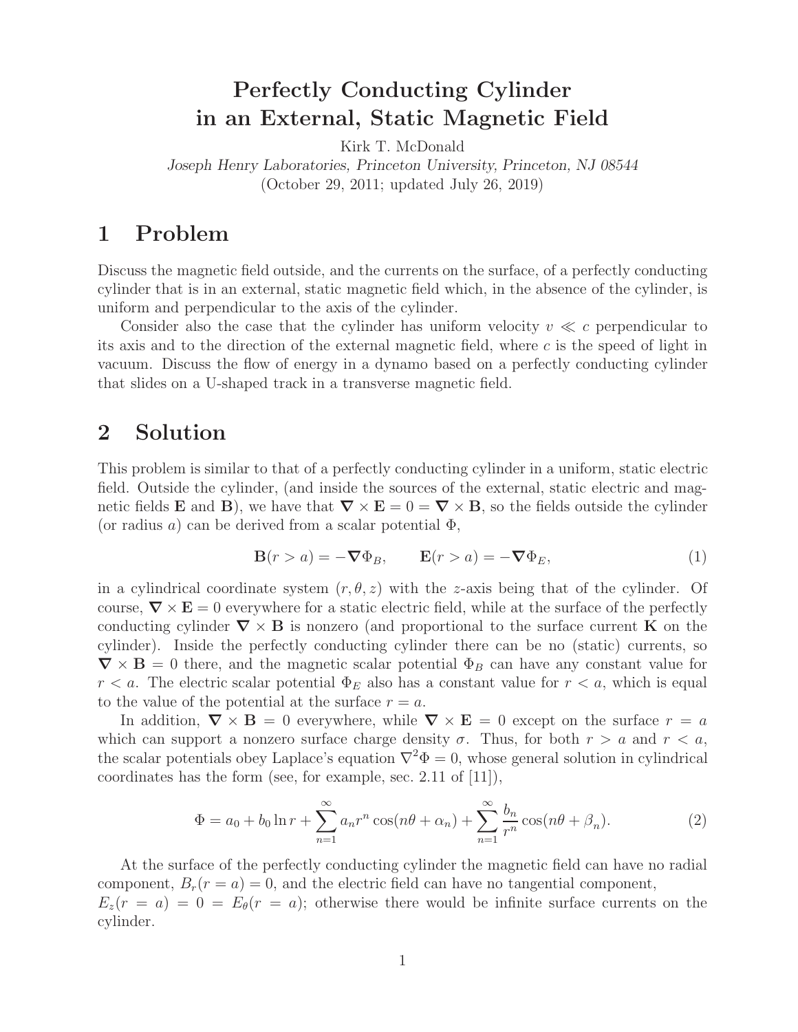# Perfectly Conducting Cylinder in an External, Static Magnetic Field

Kirk T. McDonald

*Joseph Henry Laboratories, Princeton University, Princeton, NJ 08544*

(October 29, 2011; updated July 26, 2019)

## 1 Problem

Discuss the magnetic field outside, and the currents on the surface, of a perfectly conducting cylinder that is in an external, static magnetic field which, in the absence of the cylinder, is uniform and perpendicular to the axis of the cylinder.

Consider also the case that the cylinder has uniform velocity $v \ll c$ perpendicular to its axis and to the direction of the external magnetic field, where $c$ is the speed of light in vacuum. Discuss the flow of energy in a dynamo based on a perfectly conducting cylinder that slides on a U-shaped track in a transverse magnetic field.

## 2 Solution

This problem is similar to that of a perfectly conducting cylinder in a uniform, static electric field. Outside the cylinder, (and inside the sources of the external, static electric and magnetic fields $\mathbf{E}$ and $\mathbf{B}$), we have that $\boldsymbol{\nabla} \times \mathbf{E} = 0 = \boldsymbol{\nabla} \times \mathbf{B}$, so the fields outside the cylinder (or radius $a$) can be derived from a scalar potential $\Phi$,

$$\mathbf{B}(r > a) = -\boldsymbol{\nabla}\Phi_B, \qquad \mathbf{E}(r > a) = -\boldsymbol{\nabla}\Phi_E, \tag{1}$$

in a cylindrical coordinate system $(r, \theta, z)$ with the $z$-axis being that of the cylinder. Of course, $\boldsymbol{\nabla} \times \mathbf{E} = 0$ everywhere for a static electric field, while at the surface of the perfectly conducting cylinder $\boldsymbol{\nabla} \times \mathbf{B}$ is nonzero (and proportional to the surface current $\mathbf{K}$ on the cylinder). Inside the perfectly conducting cylinder there can be no (static) currents, so $\boldsymbol{\nabla} \times \mathbf{B} = 0$ there, and the magnetic scalar potential $\Phi_B$ can have any constant value for $r < a$. The electric scalar potential $\Phi_E$ also has a constant value for $r < a$, which is equal to the value of the potential at the surface $r = a$.

In addition, $\boldsymbol{\nabla} \times \mathbf{B} = 0$ everywhere, while $\boldsymbol{\nabla} \times \mathbf{E} = 0$ except on the surface $r = a$ which can support a nonzero surface charge density $\sigma$. Thus, for both $r > a$ and $r < a$, the scalar potentials obey Laplace's equation $\nabla^2\Phi = 0$, whose general solution in cylindrical coordinates has the form (see, for example, sec. 2.11 of [11]),

$$\Phi = a_0 + b_0 \ln r + \sum_{n=1}^{\infty} a_n r^n \cos(n\theta + \alpha_n) + \sum_{n=1}^{\infty} \frac{b_n}{r^n} \cos(n\theta + \beta_n). \tag{2}$$

At the surface of the perfectly conducting cylinder the magnetic field can have no radial component, $B_r(r = a) = 0$, and the electric field can have no tangential component, $E_z(r = a) = 0 = E_\theta(r = a)$; otherwise there would be infinite surface currents on the cylinder.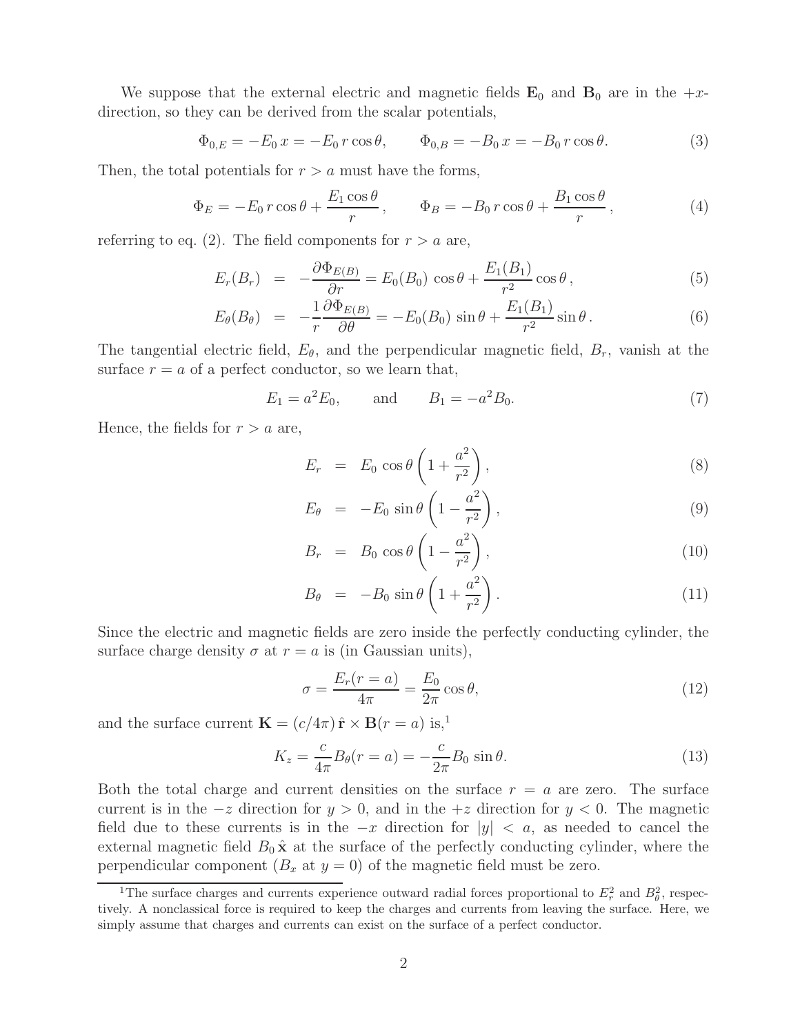We suppose that the external electric and magnetic fields $\mathbf{E}_0$ and $\mathbf{B}_0$ are in the $+x$-direction, so they can be derived from the scalar potentials,

$$\Phi_{0,E} = -E_0\, x = -E_0\, r\cos\theta, \qquad \Phi_{0,B} = -B_0\, x = -B_0\, r\cos\theta. \tag{3}$$

Then, the total potentials for $r > a$ must have the forms,

$$\Phi_E = -E_0\, r\cos\theta + \frac{E_1\cos\theta}{r}, \qquad \Phi_B = -B_0\, r\cos\theta + \frac{B_1\cos\theta}{r}, \tag{4}$$

referring to eq. (2). The field components for $r > a$ are,

$$E_r(B_r) = -\frac{\partial \Phi_{E(B)}}{\partial r} = E_0(B_0)\,\cos\theta + \frac{E_1(B_1)}{r^2}\cos\theta, \tag{5}$$

$$E_\theta(B_\theta) = -\frac{1}{r}\frac{\partial \Phi_{E(B)}}{\partial \theta} = -E_0(B_0)\,\sin\theta + \frac{E_1(B_1)}{r^2}\sin\theta. \tag{6}$$

The tangential electric field, $E_\theta$, and the perpendicular magnetic field, $B_r$, vanish at the surface $r = a$ of a perfect conductor, so we learn that,

$$E_1 = a^2 E_0, \qquad \text{and} \qquad B_1 = -a^2 B_0. \tag{7}$$

Hence, the fields for $r > a$ are,

$$E_r = E_0\,\cos\theta\left(1 + \frac{a^2}{r^2}\right), \tag{8}$$

$$E_\theta = -E_0\,\sin\theta\left(1 - \frac{a^2}{r^2}\right), \tag{9}$$

$$B_r = B_0\,\cos\theta\left(1 - \frac{a^2}{r^2}\right), \tag{10}$$

$$B_\theta = -B_0\,\sin\theta\left(1 + \frac{a^2}{r^2}\right). \tag{11}$$

Since the electric and magnetic fields are zero inside the perfectly conducting cylinder, the surface charge density $\sigma$ at $r = a$ is (in Gaussian units),

$$\sigma = \frac{E_r(r = a)}{4\pi} = \frac{E_0}{2\pi}\cos\theta, \tag{12}$$

and the surface current $\mathbf{K} = (c/4\pi)\,\hat{\mathbf{r}} \times \mathbf{B}(r = a)$ is,[1]

$$K_z = \frac{c}{4\pi}B_\theta(r = a) = -\frac{c}{2\pi}B_0\,\sin\theta. \tag{13}$$

Both the total charge and current densities on the surface $r = a$ are zero. The surface current is in the $-z$ direction for $y > 0$, and in the $+z$ direction for $y < 0$. The magnetic field due to these currents is in the $-x$ direction for $|y| < a$, as needed to cancel the external magnetic field $B_0\,\hat{\mathbf{x}}$ at the surface of the perfectly conducting cylinder, where the perpendicular component ($B_x$ at $y = 0$) of the magnetic field must be zero.

[1]The surface charges and currents experience outward radial forces proportional to $E_r^2$ and $B_\theta^2$, respectively. A nonclassical force is required to keep the charges and currents from leaving the surface. Here, we simply assume that charges and currents can exist on the surface of a perfect conductor.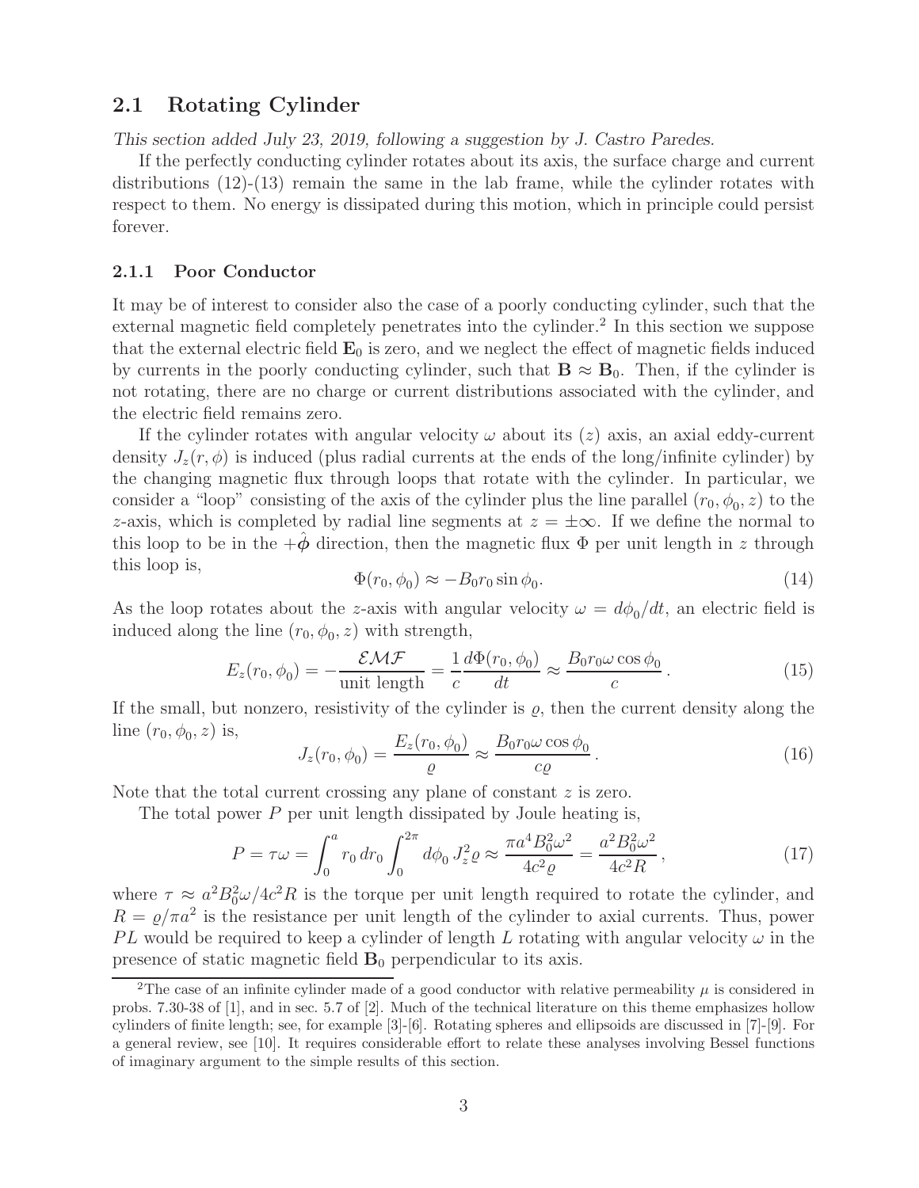## 2.1 Rotating Cylinder

*This section added July 23, 2019, following a suggestion by J. Castro Paredes.*

If the perfectly conducting cylinder rotates about its axis, the surface charge and current distributions (12)-(13) remain the same in the lab frame, while the cylinder rotates with respect to them. No energy is dissipated during this motion, which in principle could persist forever.

### 2.1.1 Poor Conductor

It may be of interest to consider also the case of a poorly conducting cylinder, such that the external magnetic field completely penetrates into the cylinder.[2] In this section we suppose that the external electric field $\mathbf{E}_0$ is zero, and we neglect the effect of magnetic fields induced by currents in the poorly conducting cylinder, such that $\mathbf{B} \approx \mathbf{B}_0$. Then, if the cylinder is not rotating, there are no charge or current distributions associated with the cylinder, and the electric field remains zero.

If the cylinder rotates with angular velocity $\omega$ about its ($z$) axis, an axial eddy-current density $J_z(r, \phi)$ is induced (plus radial currents at the ends of the long/infinite cylinder) by the changing magnetic flux through loops that rotate with the cylinder. In particular, we consider a "loop" consisting of the axis of the cylinder plus the line parallel $(r_0, \phi_0, z)$ to the $z$-axis, which is completed by radial line segments at $z = \pm\infty$. If we define the normal to this loop to be in the $+\hat{\boldsymbol{\phi}}$ direction, then the magnetic flux $\Phi$ per unit length in $z$ through this loop is,

$$\Phi(r_0, \phi_0) \approx -B_0 r_0 \sin\phi_0. \tag{14}$$

As the loop rotates about the $z$-axis with angular velocity $\omega = d\phi_0/dt$, an electric field is induced along the line $(r_0, \phi_0, z)$ with strength,

$$E_z(r_0, \phi_0) = -\frac{\mathcal{EMF}}{\text{unit length}} = \frac{1}{c}\frac{d\Phi(r_0, \phi_0)}{dt} \approx \frac{B_0 r_0 \omega \cos\phi_0}{c}. \tag{15}$$

If the small, but nonzero, resistivity of the cylinder is $\varrho$, then the current density along the line $(r_0, \phi_0, z)$ is,

$$J_z(r_0, \phi_0) = \frac{E_z(r_0, \phi_0)}{\varrho} \approx \frac{B_0 r_0 \omega \cos\phi_0}{c\varrho}. \tag{16}$$

Note that the total current crossing any plane of constant $z$ is zero.

The total power $P$ per unit length dissipated by Joule heating is,

$$P = \tau\omega = \int_0^a r_0\, dr_0 \int_0^{2\pi} d\phi_0\, J_z^2 \varrho \approx \frac{\pi a^4 B_0^2 \omega^2}{4c^2 \varrho} = \frac{a^2 B_0^2 \omega^2}{4c^2 R}, \tag{17}$$

where $\tau \approx a^2 B_0^2 \omega / 4c^2 R$ is the torque per unit length required to rotate the cylinder, and $R = \varrho/\pi a^2$ is the resistance per unit length of the cylinder to axial currents. Thus, power $PL$ would be required to keep a cylinder of length $L$ rotating with angular velocity $\omega$ in the presence of static magnetic field $\mathbf{B}_0$ perpendicular to its axis.

[2] The case of an infinite cylinder made of a good conductor with relative permeability $\mu$ is considered in probs. 7.30-38 of [1], and in sec. 5.7 of [2]. Much of the technical literature on this theme emphasizes hollow cylinders of finite length; see, for example [3]-[6]. Rotating spheres and ellipsoids are discussed in [7]-[9]. For a general review, see [10]. It requires considerable effort to relate these analyses involving Bessel functions of imaginary argument to the simple results of this section.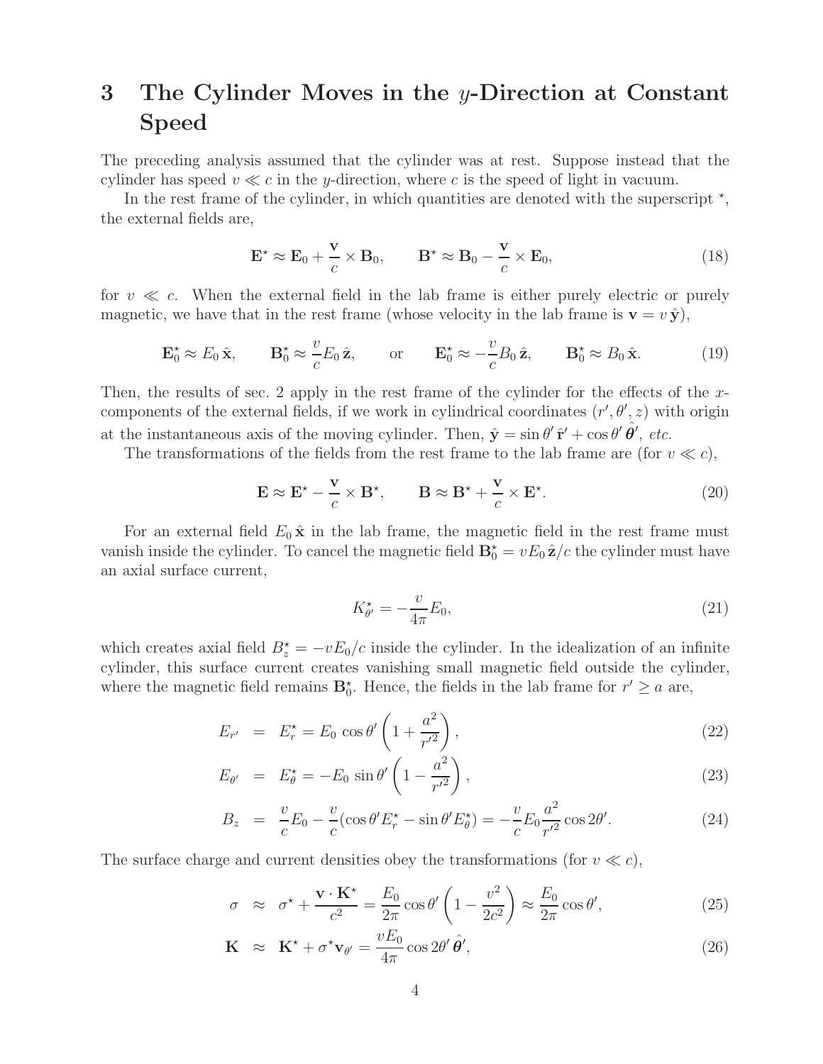## 3 The Cylinder Moves in the $y$-Direction at Constant Speed

The preceding analysis assumed that the cylinder was at rest. Suppose instead that the cylinder has speed $v \ll c$ in the $y$-direction, where $c$ is the speed of light in vacuum.

In the rest frame of the cylinder, in which quantities are denoted with the superscript $^\star$, the external fields are,

$$\mathbf{E}^\star \approx \mathbf{E}_0 + \frac{\mathbf{v}}{c} \times \mathbf{B}_0, \qquad \mathbf{B}^\star \approx \mathbf{B}_0 - \frac{\mathbf{v}}{c} \times \mathbf{E}_0, \tag{18}$$

for $v \ll c$. When the external field in the lab frame is either purely electric or purely magnetic, we have that in the rest frame (whose velocity in the lab frame is $\mathbf{v} = v\,\hat{\mathbf{y}}$),

$$\mathbf{E}^\star_0 \approx E_0\,\hat{\mathbf{x}}, \qquad \mathbf{B}^\star_0 \approx \frac{v}{c} E_0\,\hat{\mathbf{z}}, \qquad \text{or} \qquad \mathbf{E}^\star_0 \approx -\frac{v}{c} B_0\,\hat{\mathbf{z}}, \qquad \mathbf{B}^\star_0 \approx B_0\,\hat{\mathbf{x}}. \tag{19}$$

Then, the results of sec. 2 apply in the rest frame of the cylinder for the effects of the $x$-components of the external fields, if we work in cylindrical coordinates $(r', \theta', z)$ with origin at the instantaneous axis of the moving cylinder. Then, $\hat{\mathbf{y}} = \sin\theta'\,\hat{\mathbf{r}}' + \cos\theta'\,\hat{\boldsymbol{\theta}}'$, *etc.*

The transformations of the fields from the rest frame to the lab frame are (for $v \ll c$),

$$\mathbf{E} \approx \mathbf{E}^\star - \frac{\mathbf{v}}{c} \times \mathbf{B}^\star, \qquad \mathbf{B} \approx \mathbf{B}^\star + \frac{\mathbf{v}}{c} \times \mathbf{E}^\star. \tag{20}$$

For an external field $E_0\,\hat{\mathbf{x}}$ in the lab frame, the magnetic field in the rest frame must vanish inside the cylinder. To cancel the magnetic field $\mathbf{B}^\star_0 = vE_0\,\hat{\mathbf{z}}/c$ the cylinder must have an axial surface current,

$$K^\star_{\theta'} = -\frac{v}{4\pi} E_0, \tag{21}$$

which creates axial field $B^\star_z = -vE_0/c$ inside the cylinder. In the idealization of an infinite cylinder, this surface current creates vanishing small magnetic field outside the cylinder, where the magnetic field remains $\mathbf{B}^\star_0$. Hence, the fields in the lab frame for $r' \geq a$ are,

$$E_{r'} = E^\star_r = E_0\,\cos\theta' \left(1 + \frac{a^2}{r'^2}\right), \tag{22}$$

$$E_{\theta'} = E^\star_\theta = -E_0\,\sin\theta' \left(1 - \frac{a^2}{r'^2}\right), \tag{23}$$

$$B_z = \frac{v}{c} E_0 - \frac{v}{c}(\cos\theta' E^\star_r - \sin\theta' E^\star_\theta) = -\frac{v}{c} E_0 \frac{a^2}{r'^2} \cos 2\theta'. \tag{24}$$

The surface charge and current densities obey the transformations (for $v \ll c$),

$$\sigma \approx \sigma^\star + \frac{\mathbf{v} \cdot \mathbf{K}^\star}{c^2} = \frac{E_0}{2\pi} \cos\theta' \left(1 - \frac{v^2}{2c^2}\right) \approx \frac{E_0}{2\pi} \cos\theta', \tag{25}$$

$$\mathbf{K} \approx \mathbf{K}^\star + \sigma^\star \mathbf{v}_{\theta'} = \frac{vE_0}{4\pi} \cos 2\theta'\,\hat{\boldsymbol{\theta}}', \tag{26}$$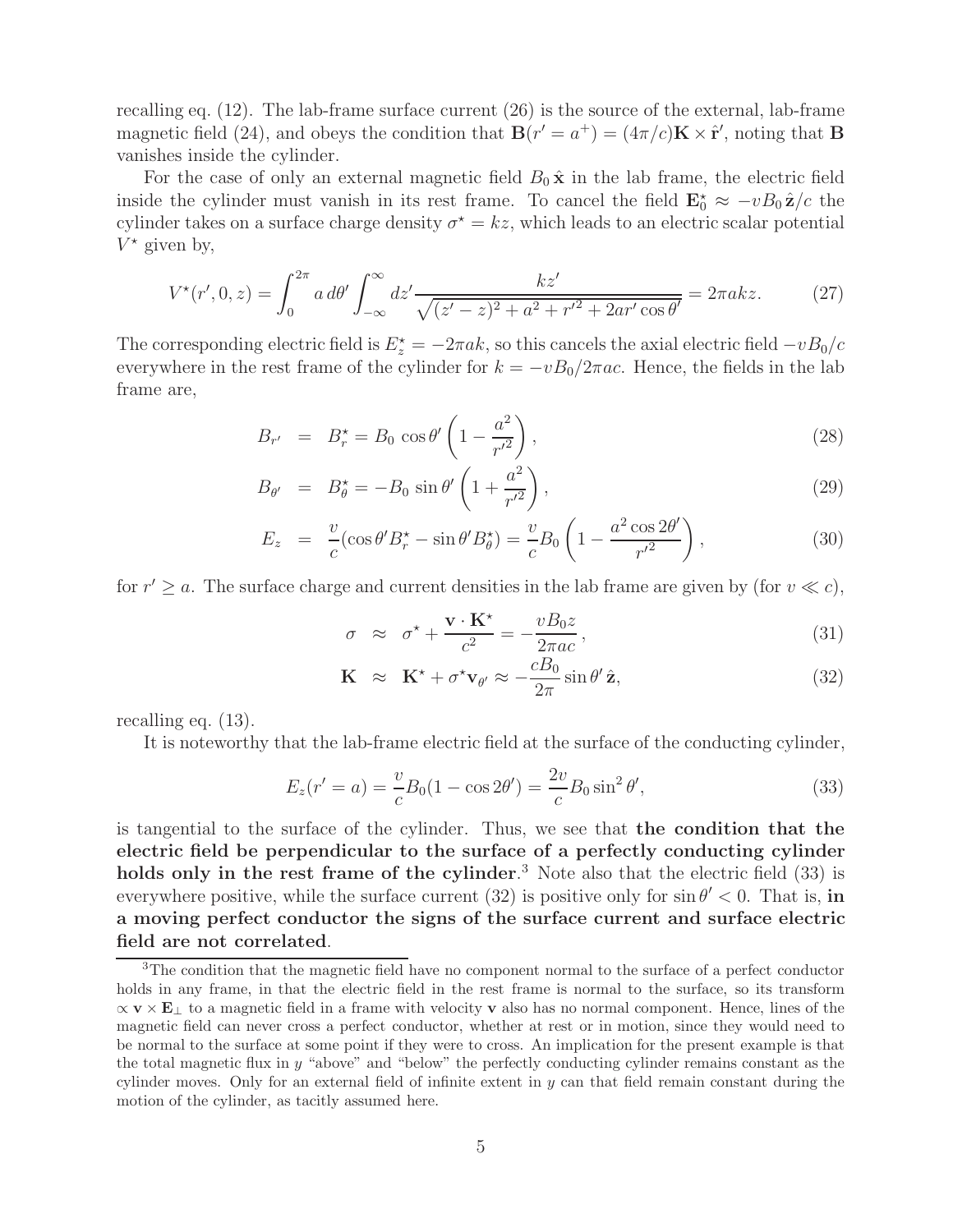recalling eq. (12). The lab-frame surface current (26) is the source of the external, lab-frame magnetic field (24), and obeys the condition that $\mathbf{B}(r' = a^+) = (4\pi/c)\mathbf{K} \times \hat{\mathbf{r}}'$, noting that $\mathbf{B}$ vanishes inside the cylinder.

For the case of only an external magnetic field $B_0\,\hat{\mathbf{x}}$ in the lab frame, the electric field inside the cylinder must vanish in its rest frame. To cancel the field $\mathbf{E}_0^\star \approx -vB_0\,\hat{\mathbf{z}}/c$ the cylinder takes on a surface charge density $\sigma^\star = kz$, which leads to an electric scalar potential $V^\star$ given by,

$$V^\star(r', 0, z) = \int_0^{2\pi} a\, d\theta' \int_{-\infty}^{\infty} dz' \frac{kz'}{\sqrt{(z'-z)^2 + a^2 + r'^2 + 2ar'\cos\theta'}} = 2\pi akz. \tag{27}$$

The corresponding electric field is $E_z^\star = -2\pi ak$, so this cancels the axial electric field $-vB_0/c$ everywhere in the rest frame of the cylinder for $k = -vB_0/2\pi ac$. Hence, the fields in the lab frame are,

$$B_{r'} = B_r^\star = B_0\cos\theta' \left(1 - \frac{a^2}{r'^2}\right), \tag{28}$$

$$B_{\theta'} = B_\theta^\star = -B_0\sin\theta' \left(1 + \frac{a^2}{r'^2}\right), \tag{29}$$

$$E_z = \frac{v}{c}(\cos\theta' B_r^\star - \sin\theta' B_\theta^\star) = \frac{v}{c}B_0 \left(1 - \frac{a^2\cos 2\theta'}{r'^2}\right), \tag{30}$$

for $r' \geq a$. The surface charge and current densities in the lab frame are given by (for $v \ll c$),

$$\sigma \approx \sigma^\star + \frac{\mathbf{v}\cdot\mathbf{K}^\star}{c^2} = -\frac{vB_0 z}{2\pi ac}, \tag{31}$$

$$\mathbf{K} \approx \mathbf{K}^\star + \sigma^\star \mathbf{v}_{\theta'} \approx -\frac{cB_0}{2\pi}\sin\theta'\,\hat{\mathbf{z}}, \tag{32}$$

recalling eq. (13).

It is noteworthy that the lab-frame electric field at the surface of the conducting cylinder,

$$E_z(r' = a) = \frac{v}{c}B_0(1 - \cos 2\theta') = \frac{2v}{c}B_0\sin^2\theta', \tag{33}$$

is tangential to the surface of the cylinder. Thus, we see that **the condition that the electric field be perpendicular to the surface of a perfectly conducting cylinder holds only in the rest frame of the cylinder**.[3] Note also that the electric field (33) is everywhere positive, while the surface current (32) is positive only for $\sin\theta' < 0$. That is, **in a moving perfect conductor the signs of the surface current and surface electric field are not correlated**.

[3] The condition that the magnetic field have no component normal to the surface of a perfect conductor holds in any frame, in that the electric field in the rest frame is normal to the surface, so its transform $\propto \mathbf{v}\times\mathbf{E}_\perp$ to a magnetic field in a frame with velocity $\mathbf{v}$ also has no normal component. Hence, lines of the magnetic field can never cross a perfect conductor, whether at rest or in motion, since they would need to be normal to the surface at some point if they were to cross. An implication for the present example is that the total magnetic flux in $y$ "above" and "below" the perfectly conducting cylinder remains constant as the cylinder moves. Only for an external field of infinite extent in $y$ can that field remain constant during the motion of the cylinder, as tacitly assumed here.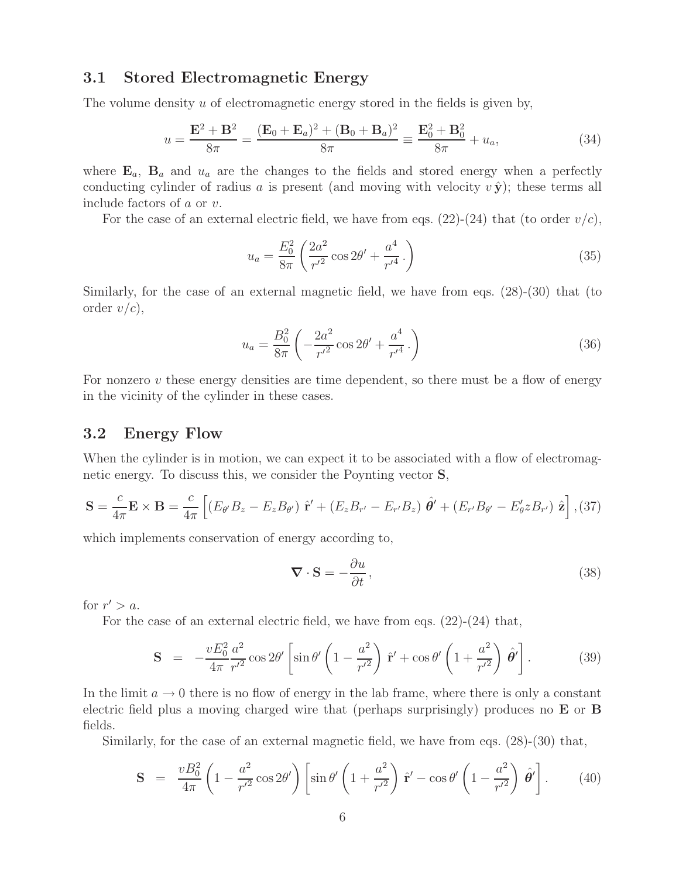### 3.1 Stored Electromagnetic Energy

The volume density $u$ of electromagnetic energy stored in the fields is given by,

$$u = \frac{\mathbf{E}^2 + \mathbf{B}^2}{8\pi} = \frac{(\mathbf{E}_0 + \mathbf{E}_a)^2 + (\mathbf{B}_0 + \mathbf{B}_a)^2}{8\pi} \equiv \frac{\mathbf{E}_0^2 + \mathbf{B}_0^2}{8\pi} + u_a, \tag{34}$$

where $\mathbf{E}_a$, $\mathbf{B}_a$ and $u_a$ are the changes to the fields and stored energy when a perfectly conducting cylinder of radius $a$ is present (and moving with velocity $v\,\hat{\mathbf{y}}$); these terms all include factors of $a$ or $v$.

For the case of an external electric field, we have from eqs. (22)-(24) that (to order $v/c$),

$$u_a = \frac{E_0^2}{8\pi}\left(\frac{2a^2}{r'^2}\cos 2\theta' + \frac{a^4}{r'^4}\,.\right) \tag{35}$$

Similarly, for the case of an external magnetic field, we have from eqs. (28)-(30) that (to order $v/c$),

$$u_a = \frac{B_0^2}{8\pi}\left(-\frac{2a^2}{r'^2}\cos 2\theta' + \frac{a^4}{r'^4}\,.\right) \tag{36}$$

For nonzero $v$ these energy densities are time dependent, so there must be a flow of energy in the vicinity of the cylinder in these cases.

### 3.2 Energy Flow

When the cylinder is in motion, we can expect it to be associated with a flow of electromagnetic energy. To discuss this, we consider the Poynting vector $\mathbf{S}$,

$$\mathbf{S} = \frac{c}{4\pi}\mathbf{E}\times\mathbf{B} = \frac{c}{4\pi}\left[(E_{\theta'}B_z - E_zB_{\theta'})\;\hat{\mathbf{r}}' + (E_zB_{r'} - E_{r'}B_z)\;\hat{\boldsymbol{\theta}}' + (E_{r'}B_{\theta'} - E'_\theta z B_{r'})\;\hat{\mathbf{z}}\right], \tag{37}$$

which implements conservation of energy according to,

$$\boldsymbol{\nabla}\cdot\mathbf{S} = -\frac{\partial u}{\partial t}\,, \tag{38}$$

for $r' > a$.

For the case of an external electric field, we have from eqs. (22)-(24) that,

$$\mathbf{S} \;=\; -\frac{vE_0^2}{4\pi}\frac{a^2}{r'^2}\cos 2\theta'\left[\sin\theta'\left(1 - \frac{a^2}{r'^2}\right)\;\hat{\mathbf{r}}' + \cos\theta'\left(1 + \frac{a^2}{r'^2}\right)\;\hat{\boldsymbol{\theta}}'\right]. \tag{39}$$

In the limit $a \to 0$ there is no flow of energy in the lab frame, where there is only a constant electric field plus a moving charged wire that (perhaps surprisingly) produces no $\mathbf{E}$ or $\mathbf{B}$ fields.

Similarly, for the case of an external magnetic field, we have from eqs. (28)-(30) that,

$$\mathbf{S} \;=\; \frac{vB_0^2}{4\pi}\left(1 - \frac{a^2}{r'^2}\cos 2\theta'\right)\left[\sin\theta'\left(1 + \frac{a^2}{r'^2}\right)\;\hat{\mathbf{r}}' - \cos\theta'\left(1 - \frac{a^2}{r'^2}\right)\;\hat{\boldsymbol{\theta}}'\right]. \tag{40}$$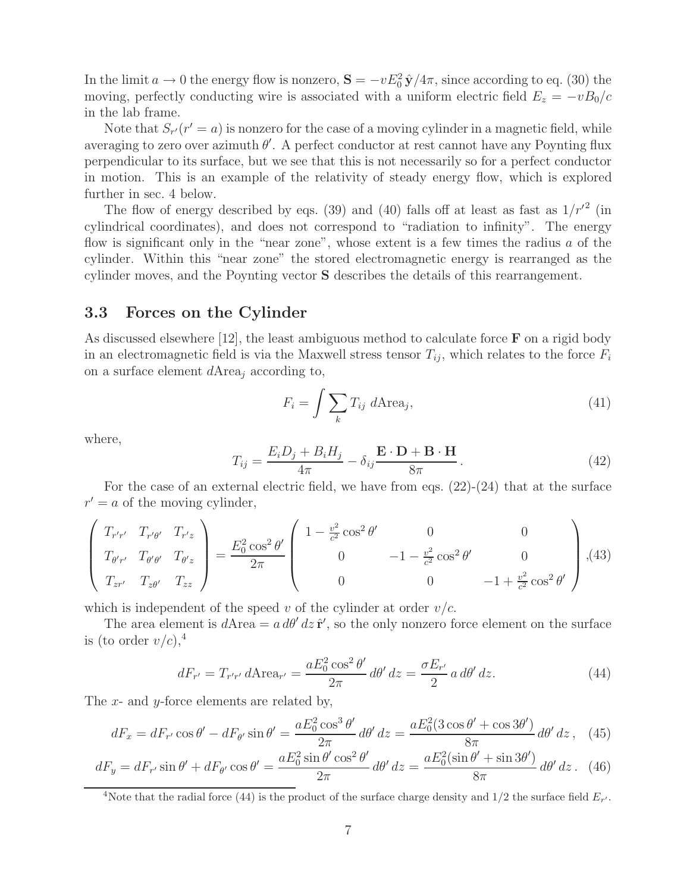In the limit $a \to 0$ the energy flow is nonzero, $\mathbf{S} = -vE_0^2\,\hat{\mathbf{y}}/4\pi$, since according to eq. (30) the moving, perfectly conducting wire is associated with a uniform electric field $E_z = -vB_0/c$ in the lab frame.

Note that $S_{r'}(r' = a)$ is nonzero for the case of a moving cylinder in a magnetic field, while averaging to zero over azimuth $\theta'$. A perfect conductor at rest cannot have any Poynting flux perpendicular to its surface, but we see that this is not necessarily so for a perfect conductor in motion. This is an example of the relativity of steady energy flow, which is explored further in sec. 4 below.

The flow of energy described by eqs. (39) and (40) falls off at least as fast as $1/r'^2$ (in cylindrical coordinates), and does not correspond to "radiation to infinity". The energy flow is significant only in the "near zone", whose extent is a few times the radius $a$ of the cylinder. Within this "near zone" the stored electromagnetic energy is rearranged as the cylinder moves, and the Poynting vector $\mathbf{S}$ describes the details of this rearrangement.

### 3.3 Forces on the Cylinder

As discussed elsewhere [12], the least ambiguous method to calculate force $\mathbf{F}$ on a rigid body in an electromagnetic field is via the Maxwell stress tensor $T_{ij}$, which relates to the force $F_i$ on a surface element $d\text{Area}_j$ according to,

$$F_i = \int \sum_k T_{ij}\; d\text{Area}_j, \tag{41}$$

where,

$$T_{ij} = \frac{E_i D_j + B_i H_j}{4\pi} - \delta_{ij}\frac{\mathbf{E}\cdot\mathbf{D} + \mathbf{B}\cdot\mathbf{H}}{8\pi}\,. \tag{42}$$

For the case of an external electric field, we have from eqs. (22)-(24) that at the surface $r' = a$ of the moving cylinder,

$$\begin{pmatrix} T_{r'r'} & T_{r'\theta'} & T_{r'z} \\ T_{\theta'r'} & T_{\theta'\theta'} & T_{\theta'z} \\ T_{zr'} & T_{z\theta'} & T_{zz} \end{pmatrix} = \frac{E_0^2\cos^2\theta'}{2\pi}\begin{pmatrix} 1 - \frac{v^2}{c^2}\cos^2\theta' & 0 & 0 \\ 0 & -1 - \frac{v^2}{c^2}\cos^2\theta' & 0 \\ 0 & 0 & -1 + \frac{v^2}{c^2}\cos^2\theta' \end{pmatrix}, \tag{43}$$

which is independent of the speed $v$ of the cylinder at order $v/c$.

The area element is $d\text{Area} = a\,d\theta'\,dz\,\hat{\mathbf{r}}'$, so the only nonzero force element on the surface is (to order $v/c$),[4]

$$dF_{r'} = T_{r'r'}\,d\text{Area}_{r'} = \frac{aE_0^2\cos^2\theta'}{2\pi}\,d\theta'\,dz = \frac{\sigma E_{r'}}{2}\,a\,d\theta'\,dz. \tag{44}$$

The $x$- and $y$-force elements are related by,

$$dF_x = dF_{r'}\cos\theta' - dF_{\theta'}\sin\theta' = \frac{aE_0^2\cos^3\theta'}{2\pi}\,d\theta'\,dz = \frac{aE_0^2(3\cos\theta' + \cos 3\theta')}{8\pi}\,d\theta'\,dz\,, \tag{45}$$

$$dF_y = dF_{r'}\sin\theta' + dF_{\theta'}\cos\theta' = \frac{aE_0^2\sin\theta'\cos^2\theta'}{2\pi}\,d\theta'\,dz = \frac{aE_0^2(\sin\theta' + \sin 3\theta')}{8\pi}\,d\theta'\,dz\,. \tag{46}$$

---

[4] Note that the radial force (44) is the product of the surface charge density and 1/2 the surface field $E_{r'}$.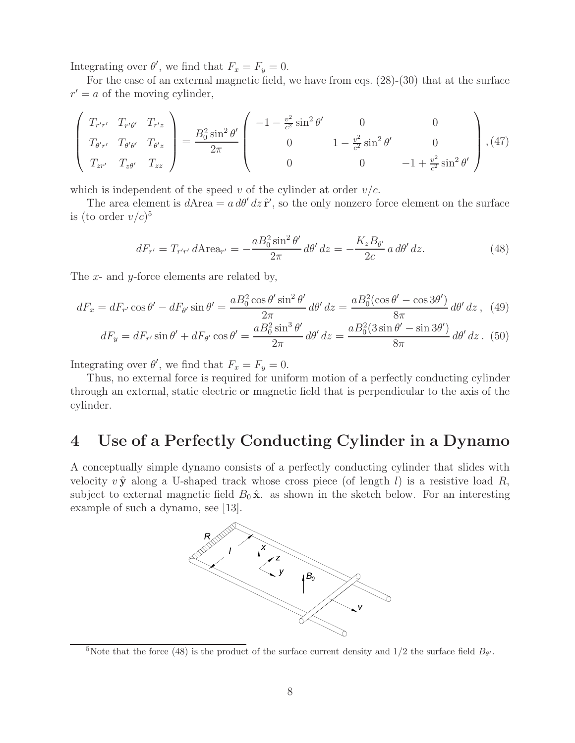Integrating over $\theta'$, we find that $F_x = F_y = 0$.

For the case of an external magnetic field, we have from eqs. (28)-(30) that at the surface $r' = a$ of the moving cylinder,

$$\begin{pmatrix} T_{r'r'} & T_{r'\theta'} & T_{r'z} \\ T_{\theta'r'} & T_{\theta'\theta'} & T_{\theta'z} \\ T_{zr'} & T_{z\theta'} & T_{zz} \end{pmatrix} = \frac{B_0^2 \sin^2\theta'}{2\pi} \begin{pmatrix} -1 - \frac{v^2}{c^2}\sin^2\theta' & 0 & 0 \\ 0 & 1 - \frac{v^2}{c^2}\sin^2\theta' & 0 \\ 0 & 0 & -1 + \frac{v^2}{c^2}\sin^2\theta' \end{pmatrix}, \tag{47}$$

which is independent of the speed $v$ of the cylinder at order $v/c$.

The area element is $d\text{Area} = a\, d\theta'\, dz\, \hat{\mathbf{r}}'$, so the only nonzero force element on the surface is (to order $v/c$)[5]

$$dF_{r'} = T_{r'r'}\, d\text{Area}_{r'} = -\frac{aB_0^2 \sin^2\theta'}{2\pi}\, d\theta'\, dz = -\frac{K_z B_{\theta'}}{2c}\, a\, d\theta'\, dz. \tag{48}$$

The $x$- and $y$-force elements are related by,

$$dF_x = dF_{r'}\cos\theta' - dF_{\theta'}\sin\theta' = \frac{aB_0^2 \cos\theta' \sin^2\theta'}{2\pi}\, d\theta'\, dz = \frac{aB_0^2(\cos\theta' - \cos 3\theta')}{8\pi}\, d\theta'\, dz\,, \tag{49}$$

$$dF_y = dF_{r'}\sin\theta' + dF_{\theta'}\cos\theta' = \frac{aB_0^2 \sin^3\theta'}{2\pi}\, d\theta'\, dz = \frac{aB_0^2(3\sin\theta' - \sin 3\theta')}{8\pi}\, d\theta'\, dz\,. \tag{50}$$

Integrating over $\theta'$, we find that $F_x = F_y = 0$.

Thus, no external force is required for uniform motion of a perfectly conducting cylinder through an external, static electric or magnetic field that is perpendicular to the axis of the cylinder.

# 4 Use of a Perfectly Conducting Cylinder in a Dynamo

A conceptually simple dynamo consists of a perfectly conducting cylinder that slides with velocity $v\,\hat{\mathbf{y}}$ along a U-shaped track whose cross piece (of length $l$) is a resistive load $R$, subject to external magnetic field $B_0\,\hat{\mathbf{x}}$. as shown in the sketch below. For an interesting example of such a dynamo, see [13].

[5] Note that the force (48) is the product of the surface current density and 1/2 the surface field $B_{\theta'}$.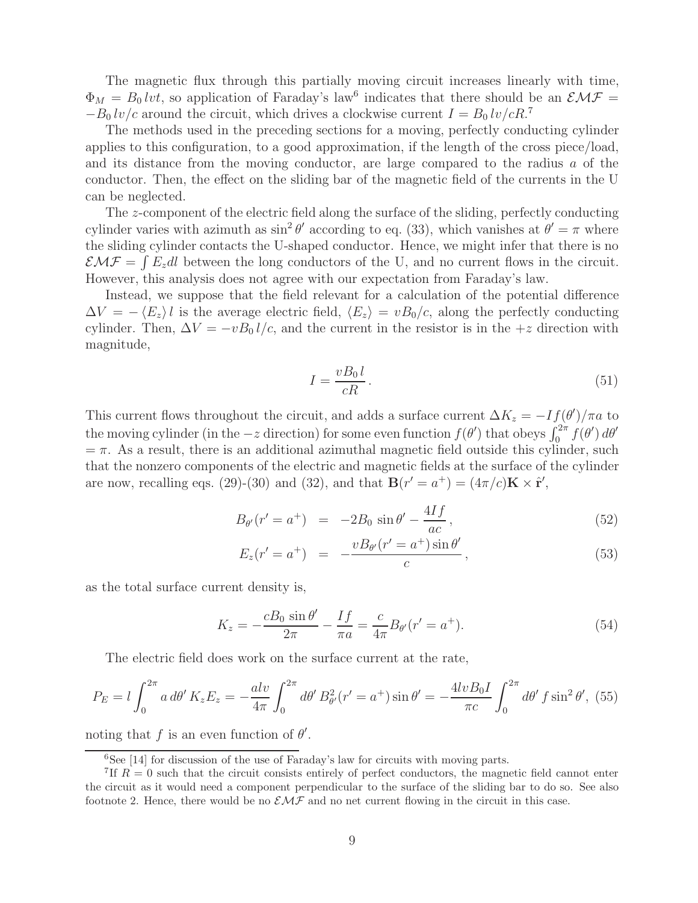The magnetic flux through this partially moving circuit increases linearly with time, $\Phi_M = B_0\, lvt$, so application of Faraday's law[6] indicates that there should be an $\mathcal{EMF} = -B_0\, lv/c$ around the circuit, which drives a clockwise current $I = B_0\, lv/cR$.[7]

The methods used in the preceding sections for a moving, perfectly conducting cylinder applies to this configuration, to a good approximation, if the length of the cross piece/load, and its distance from the moving conductor, are large compared to the radius $a$ of the conductor. Then, the effect on the sliding bar of the magnetic field of the currents in the U can be neglected.

The $z$-component of the electric field along the surface of the sliding, perfectly conducting cylinder varies with azimuth as $\sin^2\theta'$ according to eq. (33), which vanishes at $\theta' = \pi$ where the sliding cylinder contacts the U-shaped conductor. Hence, we might infer that there is no $\mathcal{EMF} = \int E_z dl$ between the long conductors of the U, and no current flows in the circuit. However, this analysis does not agree with our expectation from Faraday's law.

Instead, we suppose that the field relevant for a calculation of the potential difference $\Delta V = -\langle E_z\rangle\, l$ is the average electric field, $\langle E_z\rangle = vB_0/c$, along the perfectly conducting cylinder. Then, $\Delta V = -vB_0\, l/c$, and the current in the resistor is in the $+z$ direction with magnitude,

$$I = \frac{vB_0\, l}{cR}\,. \tag{51}$$

This current flows throughout the circuit, and adds a surface current $\Delta K_z = -If(\theta')/\pi a$ to the moving cylinder (in the $-z$ direction) for some even function $f(\theta')$ that obeys $\int_0^{2\pi} f(\theta')\, d\theta' = \pi$. As a result, there is an additional azimuthal magnetic field outside this cylinder, such that the nonzero components of the electric and magnetic fields at the surface of the cylinder are now, recalling eqs. (29)-(30) and (32), and that $\mathbf{B}(r' = a^+) = (4\pi/c)\mathbf{K}\times\hat{\mathbf{r}}'$,

$$B_{\theta'}(r' = a^+) = -2B_0\,\sin\theta' - \frac{4If}{ac}\,, \tag{52}$$

$$E_z(r' = a^+) = -\frac{vB_{\theta'}(r' = a^+)\sin\theta'}{c}\,, \tag{53}$$

as the total surface current density is,

$$K_z = -\frac{cB_0\,\sin\theta'}{2\pi} - \frac{If}{\pi a} = \frac{c}{4\pi}B_{\theta'}(r' = a^+). \tag{54}$$

The electric field does work on the surface current at the rate,

$$P_E = l\int_0^{2\pi} a\, d\theta'\, K_z E_z = -\frac{alv}{4\pi}\int_0^{2\pi} d\theta'\, B_{\theta'}^2(r' = a^+)\sin\theta' = -\frac{4lvB_0 I}{\pi c}\int_0^{2\pi} d\theta'\, f\sin^2\theta', \tag{55}$$

noting that $f$ is an even function of $\theta'$.

---

[6] See [14] for discussion of the use of Faraday's law for circuits with moving parts.

[7] If $R = 0$ such that the circuit consists entirely of perfect conductors, the magnetic field cannot enter the circuit as it would need a component perpendicular to the surface of the sliding bar to do so. See also footnote 2. Hence, there would be no $\mathcal{EMF}$ and no net current flowing in the circuit in this case.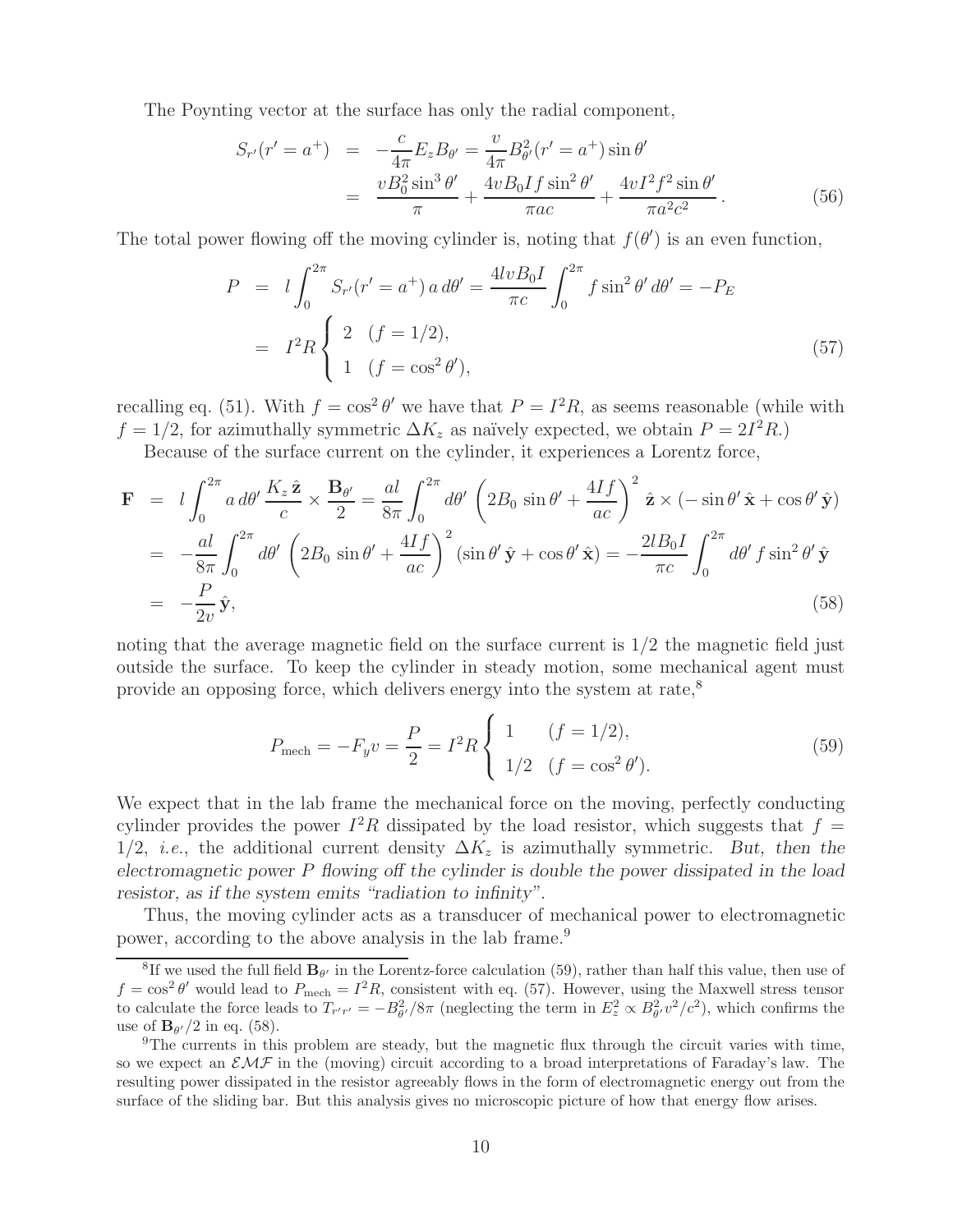The Poynting vector at the surface has only the radial component,

$$
\begin{aligned}
S_{r'}(r'=a^+) &= -\frac{c}{4\pi} E_z B_{\theta'} = \frac{v}{4\pi} B_{\theta'}^2(r'=a^+)\sin\theta' \\
&= \frac{v B_0^2 \sin^3\theta'}{\pi} + \frac{4 v B_0 I f \sin^2\theta'}{\pi a c} + \frac{4 v I^2 f^2 \sin\theta'}{\pi a^2 c^2}\,. \qquad (56)
\end{aligned}
$$

The total power flowing off the moving cylinder is, noting that $f(\theta')$ is an even function,

$$
\begin{aligned}
P &= l \int_0^{2\pi} S_{r'}(r'=a^+)\, a\, d\theta' = \frac{4 l v B_0 I}{\pi c} \int_0^{2\pi} f \sin^2\theta'\, d\theta' = -P_E \\
&= I^2 R \left\{ \begin{array}{ll} 2 & (f = 1/2), \\ 1 & (f = \cos^2\theta'), \end{array} \right. \qquad (57)
\end{aligned}
$$

recalling eq. (51). With $f = \cos^2\theta'$ we have that $P = I^2 R$, as seems reasonable (while with $f = 1/2$, for azimuthally symmetric $\Delta K_z$ as naïvely expected, we obtain $P = 2I^2 R$.)

Because of the surface current on the cylinder, it experiences a Lorentz force,

$$
\begin{aligned}
\mathbf{F} &= l \int_0^{2\pi} a\, d\theta' \, \frac{K_z \hat{\mathbf{z}}}{c} \times \frac{\mathbf{B}_{\theta'}}{2} = \frac{al}{8\pi} \int_0^{2\pi} d\theta' \left( 2B_0 \sin\theta' + \frac{4If}{ac} \right)^2 \hat{\mathbf{z}} \times (-\sin\theta'\, \hat{\mathbf{x}} + \cos\theta'\, \hat{\mathbf{y}}) \\
&= -\frac{al}{8\pi} \int_0^{2\pi} d\theta' \left( 2B_0 \sin\theta' + \frac{4If}{ac} \right)^2 (\sin\theta'\, \hat{\mathbf{y}} + \cos\theta'\, \hat{\mathbf{x}}) = -\frac{2lB_0 I}{\pi c} \int_0^{2\pi} d\theta'\, f \sin^2\theta'\, \hat{\mathbf{y}} \\
&= -\frac{P}{2v}\, \hat{\mathbf{y}}, \qquad (58)
\end{aligned}
$$

noting that the average magnetic field on the surface current is 1/2 the magnetic field just outside the surface. To keep the cylinder in steady motion, some mechanical agent must provide an opposing force, which delivers energy into the system at rate,[8]

$$
P_{\rm mech} = -F_y v = \frac{P}{2} = I^2 R \left\{ \begin{array}{ll} 1 & (f = 1/2), \\ 1/2 & (f = \cos^2\theta'). \end{array} \right. \qquad (59)
$$

We expect that in the lab frame the mechanical force on the moving, perfectly conducting cylinder provides the power $I^2 R$ dissipated by the load resistor, which suggests that $f = 1/2$, *i.e.*, the additional current density $\Delta K_z$ is azimuthally symmetric. *But, then the electromagnetic power $P$ flowing off the cylinder is double the power dissipated in the load resistor, as if the system emits "radiation to infinity".*

Thus, the moving cylinder acts as a transducer of mechanical power to electromagnetic power, according to the above analysis in the lab frame.[9]

---

[8]If we used the full field $\mathbf{B}_{\theta'}$ in the Lorentz-force calculation (59), rather than half this value, then use of $f = \cos^2\theta'$ would lead to $P_{\rm mech} = I^2 R$, consistent with eq. (57). However, using the Maxwell stress tensor to calculate the force leads to $T_{r'r'} = -B_{\theta'}^2/8\pi$ (neglecting the term in $E_z^2 \propto B_{\theta'}^2 v^2/c^2$), which confirms the use of $\mathbf{B}_{\theta'}/2$ in eq. (58).

[9]The currents in this problem are steady, but the magnetic flux through the circuit varies with time, so we expect an $\mathcal{EMF}$ in the (moving) circuit according to a broad interpretations of Faraday's law. The resulting power dissipated in the resistor agreeably flows in the form of electromagnetic energy out from the surface of the sliding bar. But this analysis gives no microscopic picture of how that energy flow arises.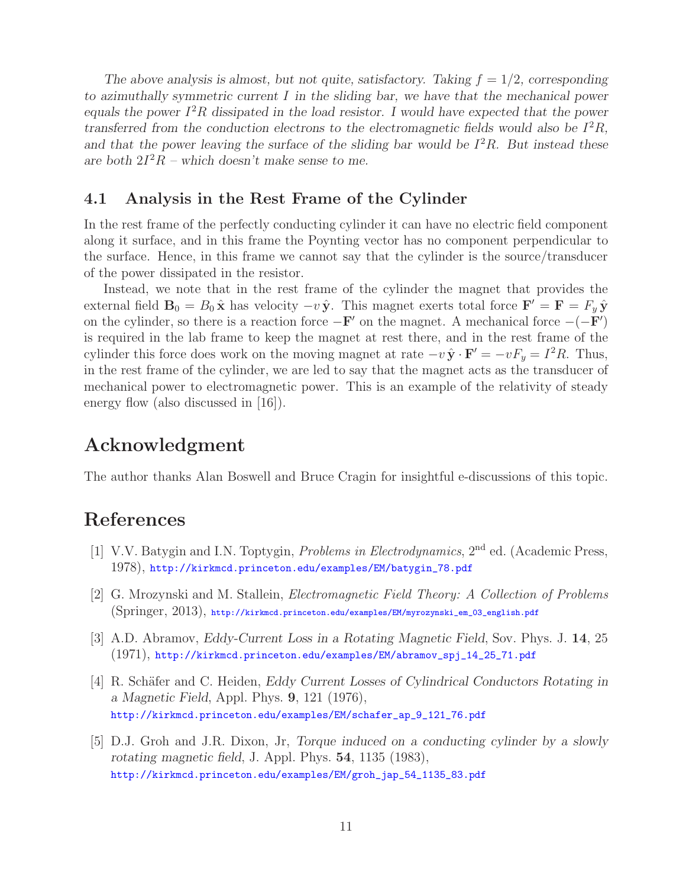*The above analysis is almost, but not quite, satisfactory. Taking $f = 1/2$, corresponding to azimuthally symmetric current $I$ in the sliding bar, we have that the mechanical power equals the power $I^2R$ dissipated in the load resistor. I would have expected that the power transferred from the conduction electrons to the electromagnetic fields would also be $I^2R$, and that the power leaving the surface of the sliding bar would be $I^2R$. But instead these are both $2I^2R$ – which doesn't make sense to me.*

## 4.1 Analysis in the Rest Frame of the Cylinder

In the rest frame of the perfectly conducting cylinder it can have no electric field component along it surface, and in this frame the Poynting vector has no component perpendicular to the surface. Hence, in this frame we cannot say that the cylinder is the source/transducer of the power dissipated in the resistor.

Instead, we note that in the rest frame of the cylinder the magnet that provides the external field $\mathbf{B}_0 = B_0\,\hat{\mathbf{x}}$ has velocity $-v\,\hat{\mathbf{y}}$. This magnet exerts total force $\mathbf{F}' = \mathbf{F} = F_y\,\hat{\mathbf{y}}$ on the cylinder, so there is a reaction force $-\mathbf{F}'$ on the magnet. A mechanical force $-(-\mathbf{F}')$ is required in the lab frame to keep the magnet at rest there, and in the rest frame of the cylinder this force does work on the moving magnet at rate $-v\,\hat{\mathbf{y}} \cdot \mathbf{F}' = -vF_y = I^2R$. Thus, in the rest frame of the cylinder, we are led to say that the magnet acts as the transducer of mechanical power to electromagnetic power. This is an example of the relativity of steady energy flow (also discussed in [16]).

# Acknowledgment

The author thanks Alan Boswell and Bruce Cragin for insightful e-discussions of this topic.

# References

[1] V.V. Batygin and I.N. Toptygin, *Problems in Electrodynamics*, 2nd ed. (Academic Press, 1978), http://kirkmcd.princeton.edu/examples/EM/batygin_78.pdf

[2] G. Mrozynski and M. Stallein, *Electromagnetic Field Theory: A Collection of Problems* (Springer, 2013), http://kirkmcd.princeton.edu/examples/EM/myrozynski_em_03_english.pdf

[3] A.D. Abramov, *Eddy-Current Loss in a Rotating Magnetic Field*, Sov. Phys. J. **14**, 25 (1971), http://kirkmcd.princeton.edu/examples/EM/abramov_spj_14_25_71.pdf

[4] R. Schäfer and C. Heiden, *Eddy Current Losses of Cylindrical Conductors Rotating in a Magnetic Field*, Appl. Phys. **9**, 121 (1976), http://kirkmcd.princeton.edu/examples/EM/schafer_ap_9_121_76.pdf

[5] D.J. Groh and J.R. Dixon, Jr, *Torque induced on a conducting cylinder by a slowly rotating magnetic field*, J. Appl. Phys. **54**, 1135 (1983), http://kirkmcd.princeton.edu/examples/EM/groh_jap_54_1135_83.pdf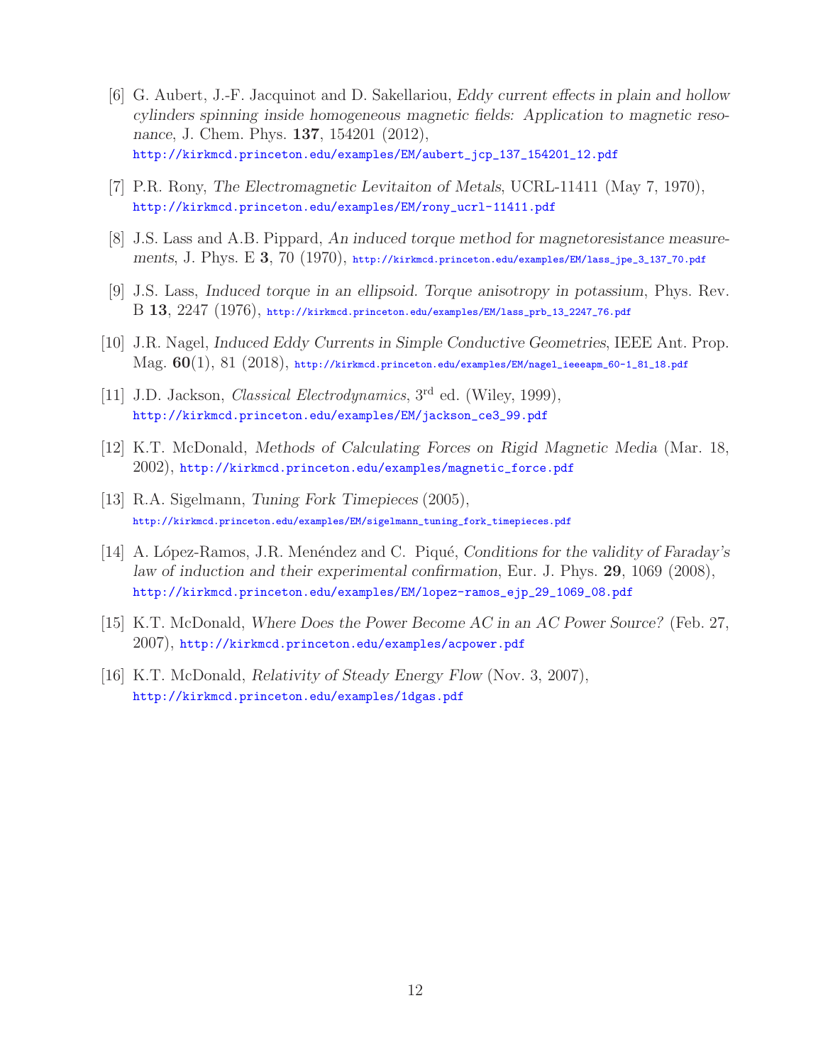[6] G. Aubert, J.-F. Jacquinot and D. Sakellariou, *Eddy current effects in plain and hollow cylinders spinning inside homogeneous magnetic fields: Application to magnetic resonance*, J. Chem. Phys. **137**, 154201 (2012),
http://kirkmcd.princeton.edu/examples/EM/aubert_jcp_137_154201_12.pdf

[7] P.R. Rony, *The Electromagnetic Levitaiton of Metals*, UCRL-11411 (May 7, 1970),
http://kirkmcd.princeton.edu/examples/EM/rony_ucrl-11411.pdf

[8] J.S. Lass and A.B. Pippard, *An induced torque method for magnetoresistance measurements*, J. Phys. E **3**, 70 (1970), http://kirkmcd.princeton.edu/examples/EM/lass_jpe_3_137_70.pdf

[9] J.S. Lass, *Induced torque in an ellipsoid. Torque anisotropy in potassium*, Phys. Rev. B **13**, 2247 (1976), http://kirkmcd.princeton.edu/examples/EM/lass_prb_13_2247_76.pdf

[10] J.R. Nagel, *Induced Eddy Currents in Simple Conductive Geometries*, IEEE Ant. Prop. Mag. **60**(1), 81 (2018), http://kirkmcd.princeton.edu/examples/EM/nagel_ieeeapm_60-1_81_18.pdf

[11] J.D. Jackson, *Classical Electrodynamics*, 3rd ed. (Wiley, 1999),
http://kirkmcd.princeton.edu/examples/EM/jackson_ce3_99.pdf

[12] K.T. McDonald, *Methods of Calculating Forces on Rigid Magnetic Media* (Mar. 18, 2002), http://kirkmcd.princeton.edu/examples/magnetic_force.pdf

[13] R.A. Sigelmann, *Tuning Fork Timepieces* (2005),
http://kirkmcd.princeton.edu/examples/EM/sigelmann_tuning_fork_timepieces.pdf

[14] A. López-Ramos, J.R. Menéndez and C. Piqué, *Conditions for the validity of Faraday's law of induction and their experimental confirmation*, Eur. J. Phys. **29**, 1069 (2008),
http://kirkmcd.princeton.edu/examples/EM/lopez-ramos_ejp_29_1069_08.pdf

[15] K.T. McDonald, *Where Does the Power Become AC in an AC Power Source?* (Feb. 27, 2007), http://kirkmcd.princeton.edu/examples/acpower.pdf

[16] K.T. McDonald, *Relativity of Steady Energy Flow* (Nov. 3, 2007),
http://kirkmcd.princeton.edu/examples/1dgas.pdf